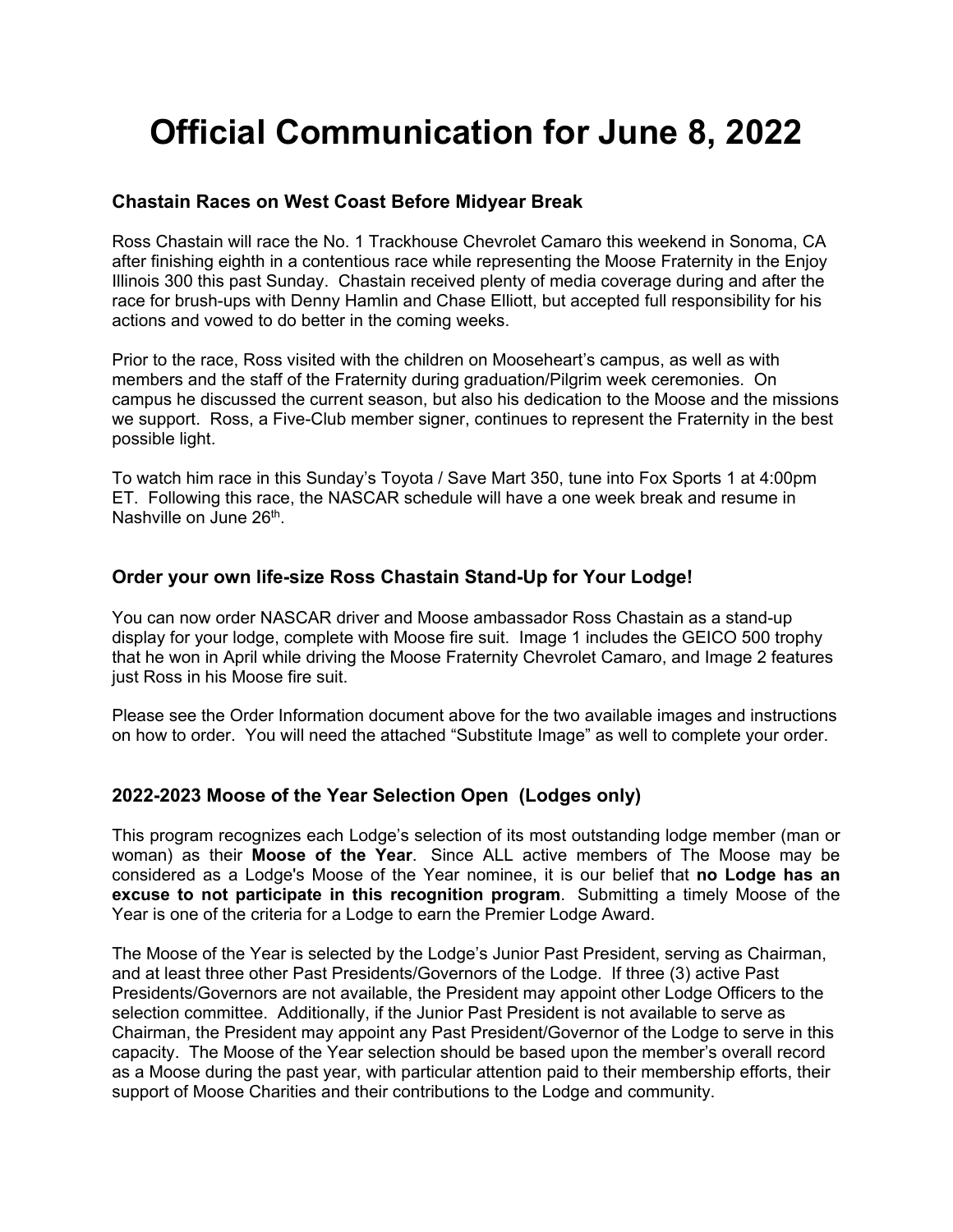# Official Communication for June 8, 2022

### Chastain Races on West Coast Before Midyear Break

Ross Chastain will race the No. 1 Trackhouse Chevrolet Camaro this weekend in Sonoma, CA after finishing eighth in a contentious race while representing the Moose Fraternity in the Enjoy Illinois 300 this past Sunday. Chastain received plenty of media coverage during and after the race for brush-ups with Denny Hamlin and Chase Elliott, but accepted full responsibility for his actions and vowed to do better in the coming weeks.

Prior to the race, Ross visited with the children on Mooseheart's campus, as well as with members and the staff of the Fraternity during graduation/Pilgrim week ceremonies. On campus he discussed the current season, but also his dedication to the Moose and the missions we support. Ross, a Five-Club member signer, continues to represent the Fraternity in the best possible light.

To watch him race in this Sunday's Toyota / Save Mart 350, tune into Fox Sports 1 at 4:00pm ET. Following this race, the NASCAR schedule will have a one week break and resume in Nashville on June 26th.

### Order your own life-size Ross Chastain Stand-Up for Your Lodge!

You can now order NASCAR driver and Moose ambassador Ross Chastain as a stand-up display for your lodge, complete with Moose fire suit. Image 1 includes the GEICO 500 trophy that he won in April while driving the Moose Fraternity Chevrolet Camaro, and Image 2 features just Ross in his Moose fire suit.

Please see the Order Information document above for the two available images and instructions on how to order. You will need the attached "Substitute Image" as well to complete your order.

### 2022-2023 Moose of the Year Selection Open (Lodges only)

This program recognizes each Lodge's selection of its most outstanding lodge member (man or woman) as their **Moose of the Year**. Since ALL active members of The Moose may be considered as a Lodge's Moose of the Year nominee, it is our belief that **no Lodge has an excuse to not participate in this recognition program**. Submitting a timely Moose of the Year is one of the criteria for a Lodge to earn the Premier Lodge Award.

The Moose of the Year is selected by the Lodge's Junior Past President, serving as Chairman, and at least three other Past Presidents/Governors of the Lodge. If three (3) active Past Presidents/Governors are not available, the President may appoint other Lodge Officers to the selection committee. Additionally, if the Junior Past President is not available to serve as Chairman, the President may appoint any Past President/Governor of the Lodge to serve in this capacity. The Moose of the Year selection should be based upon the member's overall record as a Moose during the past year, with particular attention paid to their membership efforts, their support of Moose Charities and their contributions to the Lodge and community.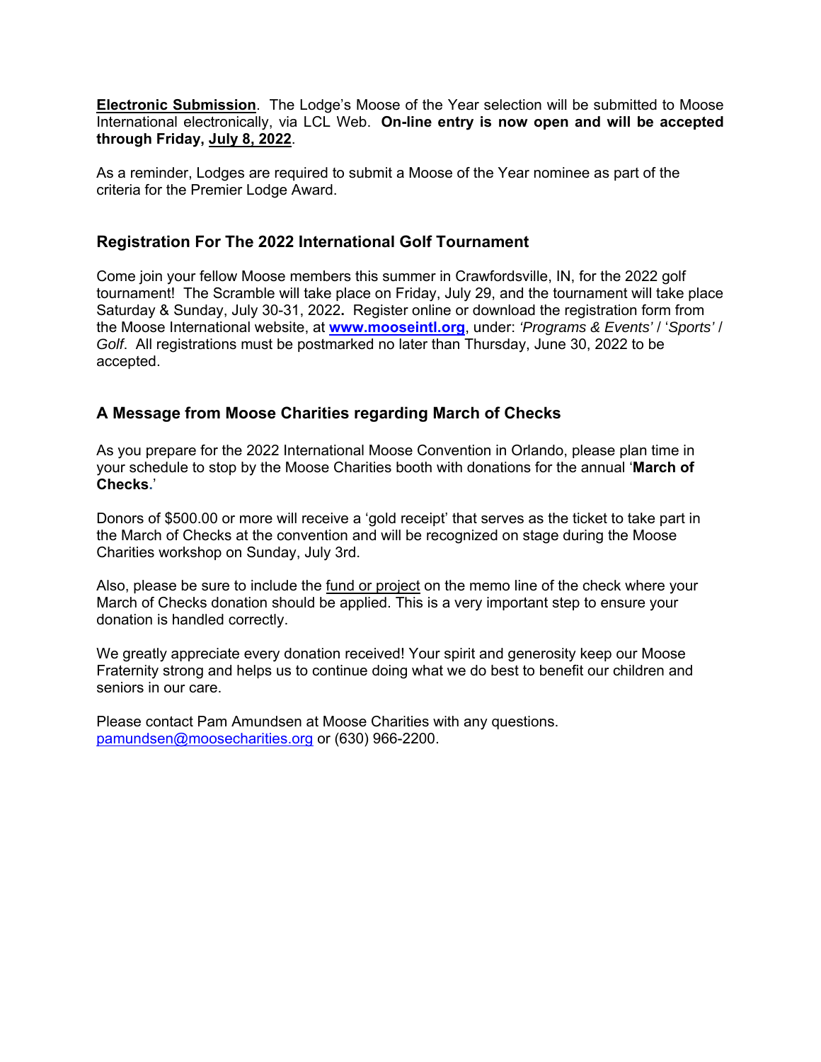**Electronic Submission**. The Lodge's Moose of the Year selection will be submitted to Moose International electronically, via LCL Web. **On-line entry is now open and will be accepted through Friday, July 8, 2022**.

As a reminder, Lodges are required to submit a Moose of the Year nominee as part of the criteria for the Premier Lodge Award.

### Registration For The 2022 International Golf Tournament

Come join your fellow Moose members this summer in Crawfordsville, IN, for the 2022 golf tournament! The Scramble will take place on Friday, July 29, and the tournament will take place Saturday & Sunday, July 30-31, 2022**.** Register online or download the registration form from the Moose International website, at **www.mooseintl.org**, under: *'Programs & Events'* / '*Sports'* / *Golf*. All registrations must be postmarked no later than Thursday, June 30, 2022 to be accepted.

### A Message from Moose Charities regarding March of Checks

As you prepare for the 2022 International Moose Convention in Orlando, please plan time in your schedule to stop by the Moose Charities booth with donations for the annual '**March of Checks**.'

Donors of $500.00 or more will receive a 'gold receipt' that serves as the ticket to take part in the March of Checks at the convention and will be recognized on stage during the Moose Charities workshop on Sunday, July 3rd.

Also, please be sure to include the fund or project on the memo line of the check where your March of Checks donation should be applied. This is a very important step to ensure your donation is handled correctly.

We greatly appreciate every donation received! Your spirit and generosity keep our Moose Fraternity strong and helps us to continue doing what we do best to benefit our children and seniors in our care.

Please contact Pam Amundsen at Moose Charities with any questions. pamundsen@moosecharities.org or (630) 966-2200.